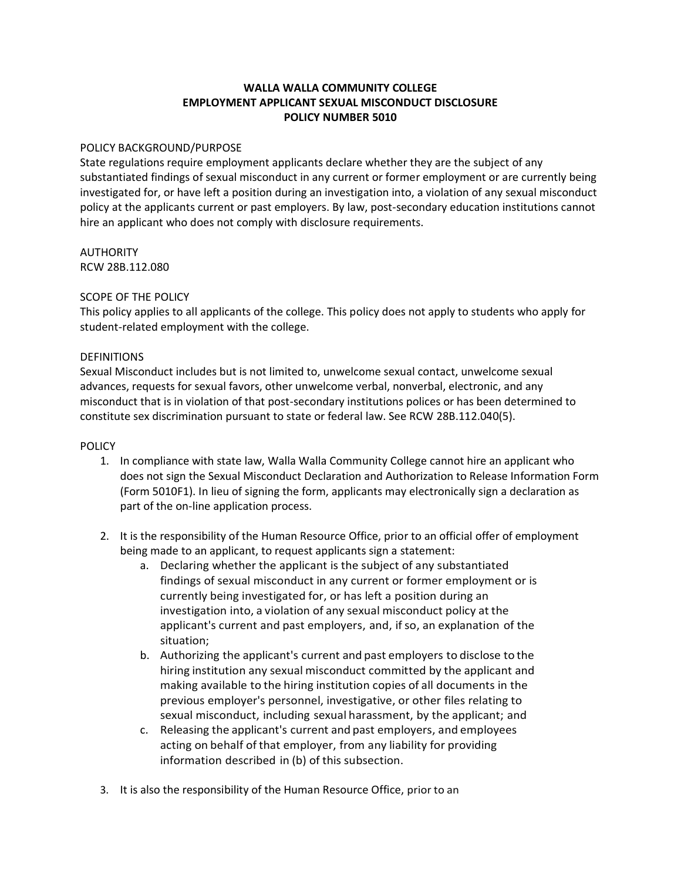# WALLA WALLA COMMUNITY COLLEGE
# EMPLOYMENT APPLICANT SEXUAL MISCONDUCT DISCLOSURE
# POLICY NUMBER 5010

## POLICY BACKGROUND/PURPOSE

State regulations require employment applicants declare whether they are the subject of any substantiated findings of sexual misconduct in any current or former employment or are currently being investigated for, or have left a position during an investigation into, a violation of any sexual misconduct policy at the applicants current or past employers. By law, post-secondary education institutions cannot hire an applicant who does not comply with disclosure requirements.

## AUTHORITY

RCW 28B.112.080

## SCOPE OF THE POLICY

This policy applies to all applicants of the college. This policy does not apply to students who apply for student-related employment with the college.

## DEFINITIONS

Sexual Misconduct includes but is not limited to, unwelcome sexual contact, unwelcome sexual advances, requests for sexual favors, other unwelcome verbal, nonverbal, electronic, and any misconduct that is in violation of that post-secondary institutions polices or has been determined to constitute sex discrimination pursuant to state or federal law. See RCW 28B.112.040(5).

## POLICY

1. In compliance with state law, Walla Walla Community College cannot hire an applicant who does not sign the Sexual Misconduct Declaration and Authorization to Release Information Form (Form 5010F1). In lieu of signing the form, applicants may electronically sign a declaration as part of the on-line application process.

2. It is the responsibility of the Human Resource Office, prior to an official offer of employment being made to an applicant, to request applicants sign a statement:
   a. Declaring whether the applicant is the subject of any substantiated findings of sexual misconduct in any current or former employment or is currently being investigated for, or has left a position during an investigation into, a violation of any sexual misconduct policy at the applicant's current and past employers, and, if so, an explanation of the situation;
   b. Authorizing the applicant's current and past employers to disclose to the hiring institution any sexual misconduct committed by the applicant and making available to the hiring institution copies of all documents in the previous employer's personnel, investigative, or other files relating to sexual misconduct, including sexual harassment, by the applicant; and
   c. Releasing the applicant's current and past employers, and employees acting on behalf of that employer, from any liability for providing information described in (b) of this subsection.

3. It is also the responsibility of the Human Resource Office, prior to an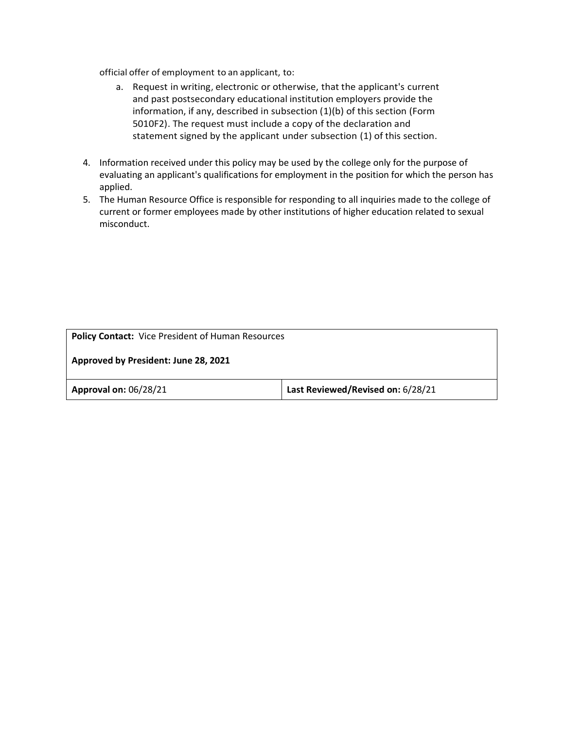official offer of employment to an applicant, to:

   a. Request in writing, electronic or otherwise, that the applicant's current and past postsecondary educational institution employers provide the information, if any, described in subsection (1)(b) of this section (Form 5010F2). The request must include a copy of the declaration and statement signed by the applicant under subsection (1) of this section.

4. Information received under this policy may be used by the college only for the purpose of evaluating an applicant's qualifications for employment in the position for which the person has applied.
5. The Human Resource Office is responsible for responding to all inquiries made to the college of current or former employees made by other institutions of higher education related to sexual misconduct.

| | |
|---|---|
| **Policy Contact:** Vice President of Human Resources<br><br>**Approved by President: June 28, 2021** | |
| **Approval on:** 06/28/21 | **Last Reviewed/Revised on:** 6/28/21 |